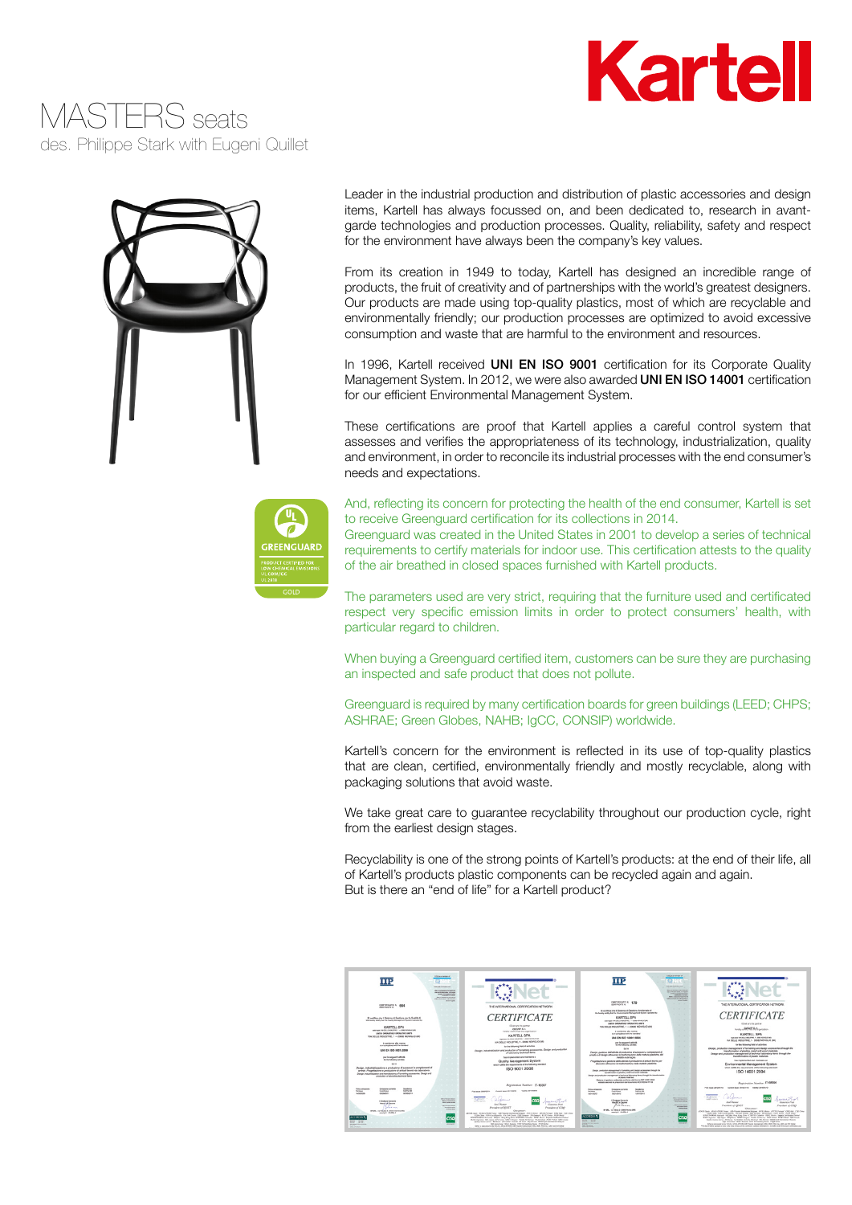# Kartell

# MASTERS seats

des. Philippe Stark with Eugeni Quillet

Leader in the industrial production and distribution of plastic accessories and design items, Kartell has always focussed on, and been dedicated to, research in avant-garde technologies and production processes. Quality, reliability, safety and respect for the environment have always been the company's key values.

From its creation in 1949 to today, Kartell has designed an incredible range of products, the fruit of creativity and of partnerships with the world's greatest designers. Our products are made using top-quality plastics, most of which are recyclable and environmentally friendly; our production processes are optimized to avoid excessive consumption and waste that are harmful to the environment and resources.

In 1996, Kartell received **UNI EN ISO 9001** certification for its Corporate Quality Management System. In 2012, we were also awarded **UNI EN ISO 14001** certification for our efficient Environmental Management System.

These certifications are proof that Kartell applies a careful control system that assesses and verifies the appropriateness of its technology, industrialization, quality and environment, in order to reconcile its industrial processes with the end consumer's needs and expectations.

GREENGUARD
PRODUCT CERTIFIED FOR LOW CHEMICAL EMISSIONS
UL.COM/GG
UL 2818
GOLD

And, reflecting its concern for protecting the health of the end consumer, Kartell is set to receive Greenguard certification for its collections in 2014.
Greenguard was created in the United States in 2001 to develop a series of technical requirements to certify materials for indoor use. This certification attests to the quality of the air breathed in closed spaces furnished with Kartell products.

The parameters used are very strict, requiring that the furniture used and certificated respect very specific emission limits in order to protect consumers' health, with particular regard to children.

When buying a Greenguard certified item, customers can be sure they are purchasing an inspected and safe product that does not pollute.

Greenguard is required by many certification boards for green buildings (LEED; CHPS; ASHRAE; Green Globes, NAHB; IgCC, CONSIP) worldwide.

Kartell's concern for the environment is reflected in its use of top-quality plastics that are clean, certified, environmentally friendly and mostly recyclable, along with packaging solutions that avoid waste.

We take great care to guarantee recyclability throughout our production cycle, right from the earliest design stages.

Recyclability is one of the strong points of Kartell's products: at the end of their life, all of Kartell's products plastic components can be recycled again and again.
But is there an "end of life" for a Kartell product?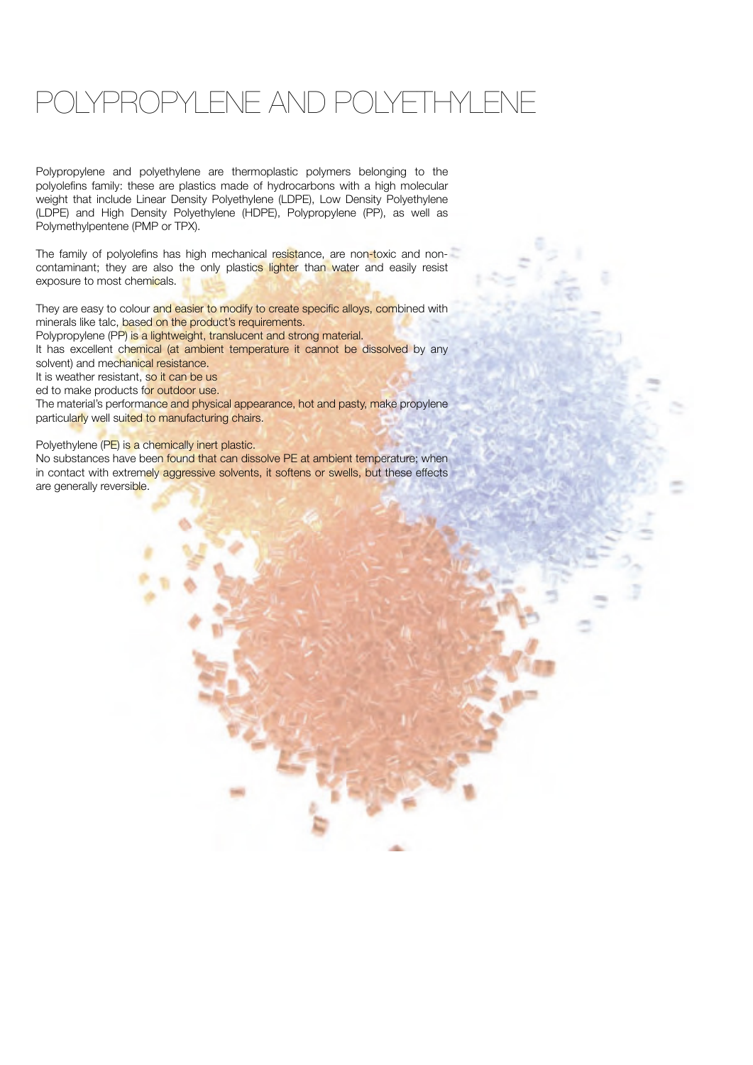# POLYPROPYLENE AND POLYETHYLENE

Polypropylene and polyethylene are thermoplastic polymers belonging to the polyolefins family: these are plastics made of hydrocarbons with a high molecular weight that include Linear Density Polyethylene (LDPE), Low Density Polyethylene (LDPE) and High Density Polyethylene (HDPE), Polypropylene (PP), as well as Polymethylpentene (PMP or TPX).

The family of polyolefins has high mechanical resistance, are non-toxic and non-contaminant; they are also the only plastics lighter than water and easily resist exposure to most chemicals.

They are easy to colour and easier to modify to create specific alloys, combined with minerals like talc, based on the product's requirements.
Polypropylene (PP) is a lightweight, translucent and strong material.
It has excellent chemical (at ambient temperature it cannot be dissolved by any solvent) and mechanical resistance.
It is weather resistant, so it can be us
ed to make products for outdoor use.
The material's performance and physical appearance, hot and pasty, make propylene particularly well suited to manufacturing chairs.

Polyethylene (PE) is a chemically inert plastic.
No substances have been found that can dissolve PE at ambient temperature; when in contact with extremely aggressive solvents, it softens or swells, but these effects are generally reversible.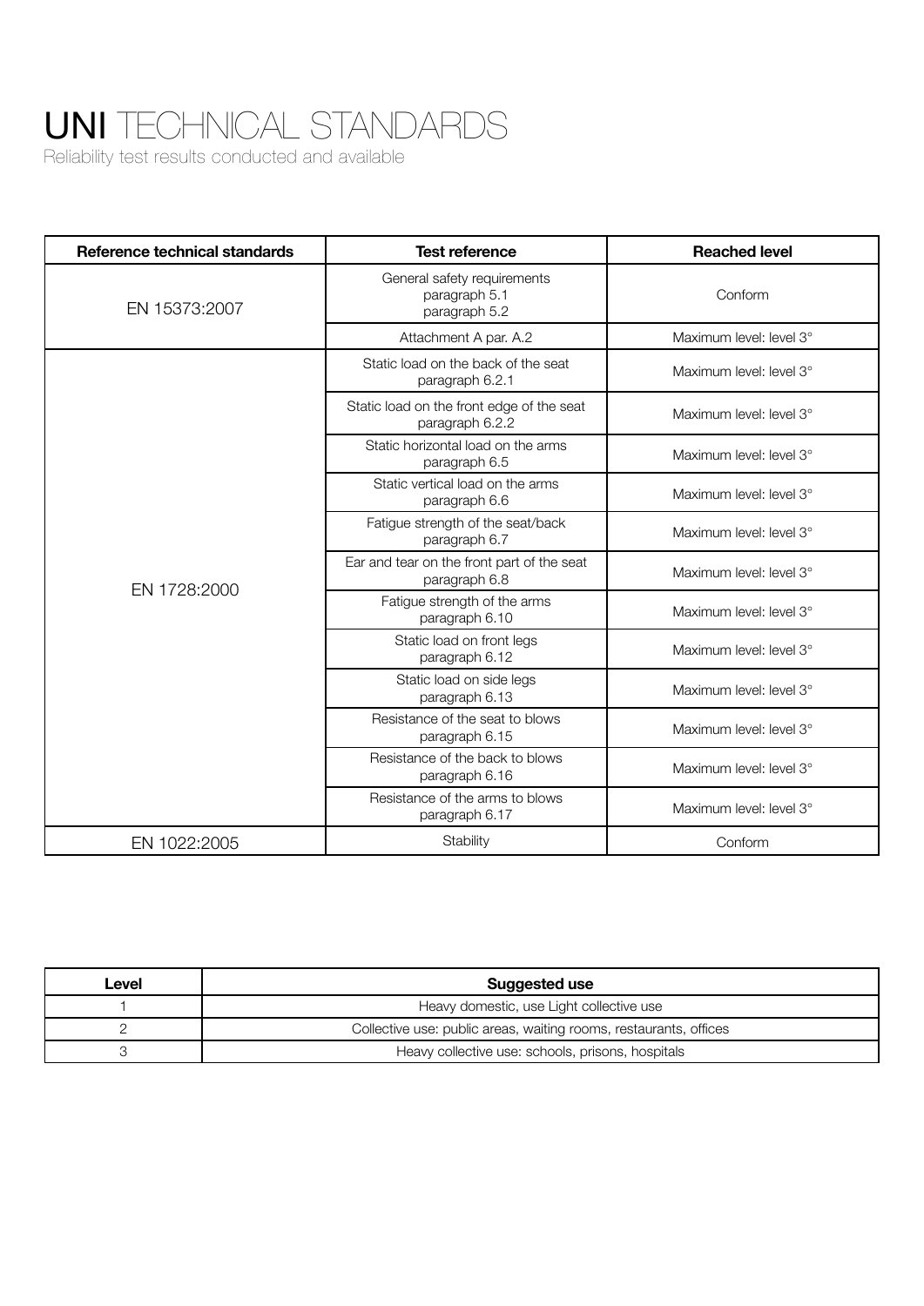# **UNI** TECHNICAL STANDARDS

Reliability test results conducted and available

| Reference technical standards | Test reference | Reached level |
|---|---|---|
| EN 15373:2007 | General safety requirements paragraph 5.1 paragraph 5.2 | Conform |
| | Attachment A par. A.2 | Maximum level: level 3° |
| EN 1728:2000 | Static load on the back of the seat paragraph 6.2.1 | Maximum level: level 3° |
| | Static load on the front edge of the seat paragraph 6.2.2 | Maximum level: level 3° |
| | Static horizontal load on the arms paragraph 6.5 | Maximum level: level 3° |
| | Static vertical load on the arms paragraph 6.6 | Maximum level: level 3° |
| | Fatigue strength of the seat/back paragraph 6.7 | Maximum level: level 3° |
| | Ear and tear on the front part of the seat paragraph 6.8 | Maximum level: level 3° |
| | Fatigue strength of the arms paragraph 6.10 | Maximum level: level 3° |
| | Static load on front legs paragraph 6.12 | Maximum level: level 3° |
| | Static load on side legs paragraph 6.13 | Maximum level: level 3° |
| | Resistance of the seat to blows paragraph 6.15 | Maximum level: level 3° |
| | Resistance of the back to blows paragraph 6.16 | Maximum level: level 3° |
| | Resistance of the arms to blows paragraph 6.17 | Maximum level: level 3° |
| EN 1022:2005 | Stability | Conform |

| Level | Suggested use |
|---|---|
| 1 | Heavy domestic, use Light collective use |
| 2 | Collective use: public areas, waiting rooms, restaurants, offices |
| 3 | Heavy collective use: schools, prisons, hospitals |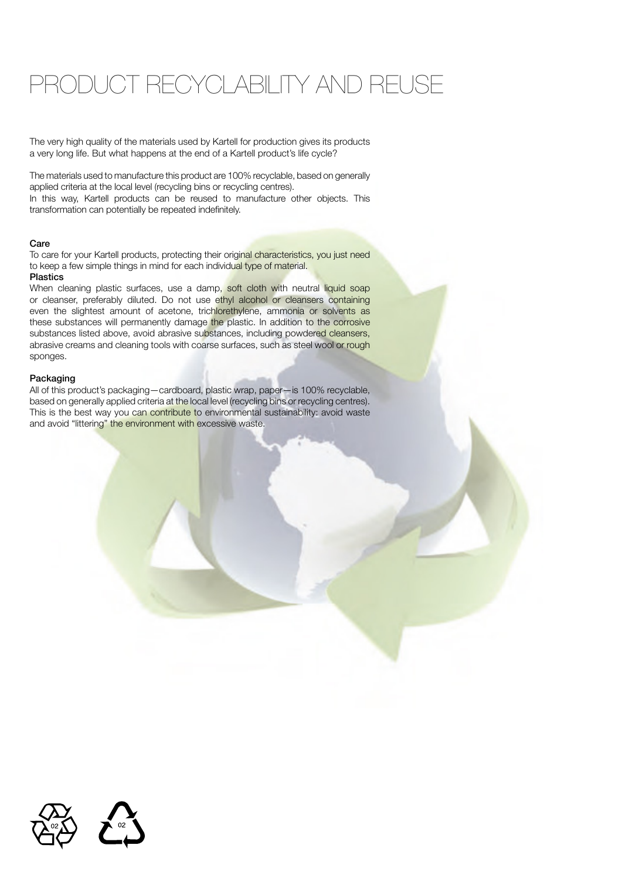# PRODUCT RECYCLABILITY AND REUSE

The very high quality of the materials used by Kartell for production gives its products a very long life. But what happens at the end of a Kartell product's life cycle?

The materials used to manufacture this product are 100% recyclable, based on generally applied criteria at the local level (recycling bins or recycling centres).
In this way, Kartell products can be reused to manufacture other objects. This transformation can potentially be repeated indefinitely.

**Care**
To care for your Kartell products, protecting their original characteristics, you just need to keep a few simple things in mind for each individual type of material.
**Plastics**
When cleaning plastic surfaces, use a damp, soft cloth with neutral liquid soap or cleanser, preferably diluted. Do not use ethyl alcohol or cleansers containing even the slightest amount of acetone, trichlorethylene, ammonia or solvents as these substances will permanently damage the plastic. In addition to the corrosive substances listed above, avoid abrasive substances, including powdered cleansers, abrasive creams and cleaning tools with coarse surfaces, such as steel wool or rough sponges.

**Packaging**
All of this product's packaging—cardboard, plastic wrap, paper—is 100% recyclable, based on generally applied criteria at the local level (recycling bins or recycling centres). This is the best way you can contribute to environmental sustainability: avoid waste and avoid "littering" the environment with excessive waste.

02 02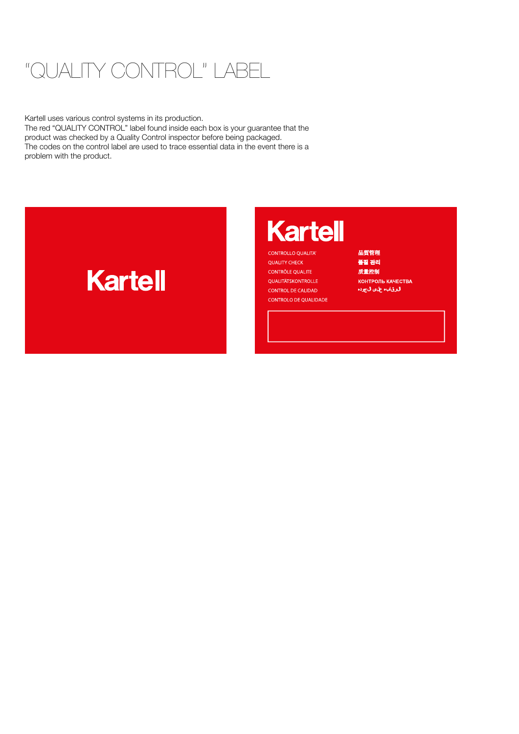# "QUALITY CONTROL" LABEL

Kartell uses various control systems in its production.
The red "QUALITY CONTROL" label found inside each box is your guarantee that the product was checked by a Quality Control inspector before being packaged.
The codes on the control label are used to trace essential data in the event there is a problem with the product.

Kartell

Kartell

CONTROLLO QUALITA'
QUALITY CHECK
CONTRÔLE QUALITE
QUALITÄTSKONTROLLE
CONTROL DE CALIDAD
CONTROLO DE QUALIDADE

品質管理
품질 관리
质量控制
КОНТРОЛЬ КАЧЕСТВА
الرقابة على الجودة